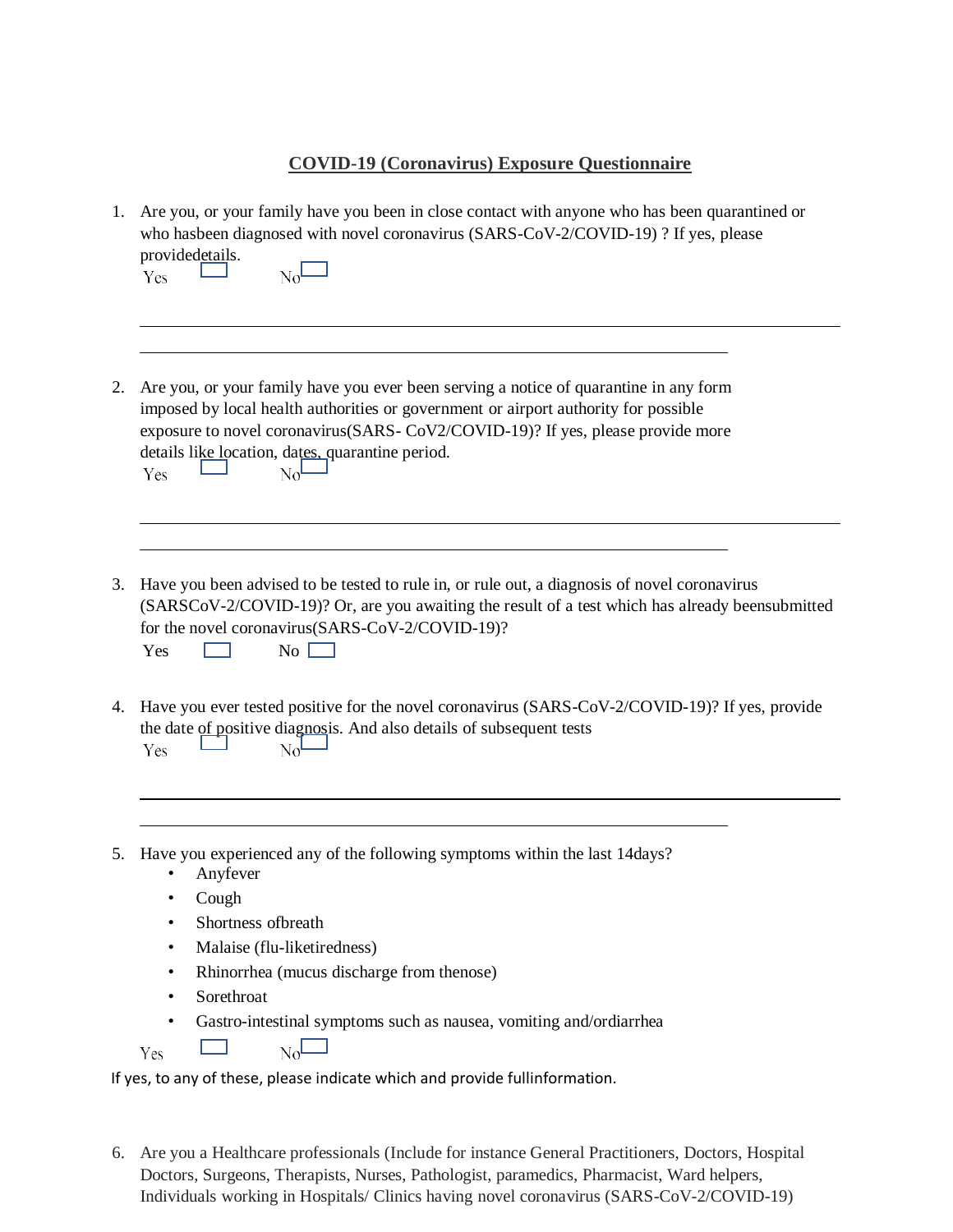# COVID-19 (Coronavirus) Exposure Questionnaire

1. Are you, or your family have you been in close contact with anyone who has been quarantined or who hasbeen diagnosed with novel coronavirus (SARS-CoV-2/COVID-19) ? If yes, please providedetails.

   Yes ☐ No ☐

   ___

   ___

2. Are you, or your family have you ever been serving a notice of quarantine in any form imposed by local health authorities or government or airport authority for possible exposure to novel coronavirus(SARS- CoV2/COVID-19)? If yes, please provide more details like location, dates, quarantine period.

   Yes ☐ No ☐

   ___

   ___

3. Have you been advised to be tested to rule in, or rule out, a diagnosis of novel coronavirus (SARSCoV-2/COVID-19)? Or, are you awaiting the result of a test which has already beensubmitted for the novel coronavirus(SARS-CoV-2/COVID-19)?

   Yes ☐ No ☐

4. Have you ever tested positive for the novel coronavirus (SARS-CoV-2/COVID-19)? If yes, provide the date of positive diagnosis. And also details of subsequent tests

   Yes ☐ No ☐

   ___

   ___

5. Have you experienced any of the following symptoms within the last 14days?
   - Anyfever
   - Cough
   - Shortness ofbreath
   - Malaise (flu-liketiredness)
   - Rhinorrhea (mucus discharge from thenose)
   - Sorethroat
   - Gastro-intestinal symptoms such as nausea, vomiting and/ordiarrhea

   Yes ☐ No ☐

If yes, to any of these, please indicate which and provide fullinformation.

6. Are you a Healthcare professionals (Include for instance General Practitioners, Doctors, Hospital Doctors, Surgeons, Therapists, Nurses, Pathologist, paramedics, Pharmacist, Ward helpers, Individuals working in Hospitals/ Clinics having novel coronavirus (SARS-CoV-2/COVID-19)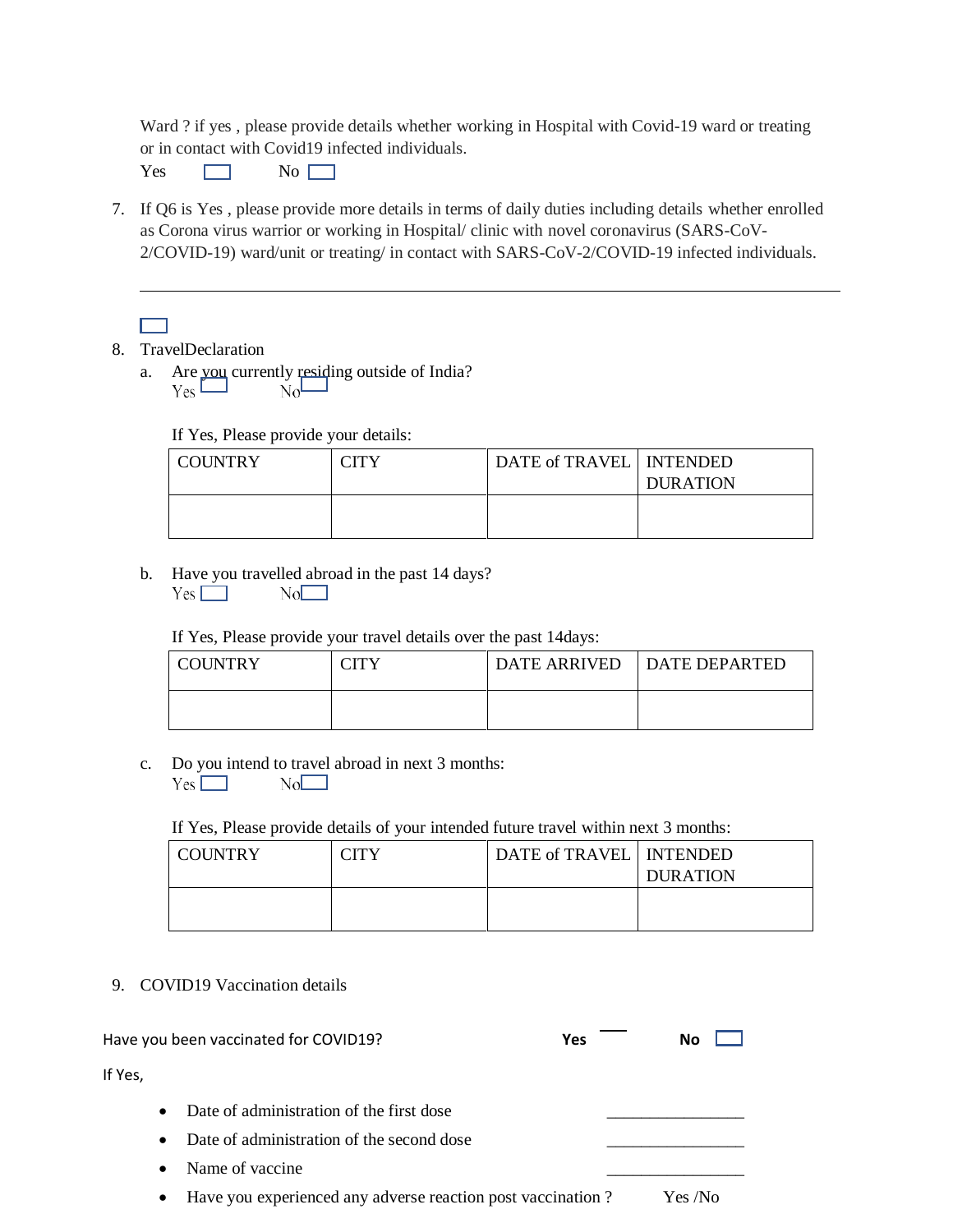Ward ? if yes , please provide details whether working in Hospital with Covid-19 ward or treating or in contact with Covid19 infected individuals.

Yes ☐ No ☐

7. If Q6 is Yes , please provide more details in terms of daily duties including details whether enrolled as Corona virus warrior or working in Hospital/ clinic with novel coronavirus (SARS-CoV-2/COVID-19) ward/unit or treating/ in contact with SARS-CoV-2/COVID-19 infected individuals.

---

☐

8. TravelDeclaration
   a. Are you currently residing outside of India?
      Yes ☐ No ☐

      If Yes, Please provide your details:

| COUNTRY | CITY | DATE of TRAVEL | INTENDED DURATION |
|---|---|---|---|
| | | | |

   b. Have you travelled abroad in the past 14 days?
      Yes ☐ No ☐

      If Yes, Please provide your travel details over the past 14days:

| COUNTRY | CITY | DATE ARRIVED | DATE DEPARTED |
|---|---|---|---|
| | | | |

   c. Do you intend to travel abroad in next 3 months:
      Yes ☐ No ☐

      If Yes, Please provide details of your intended future travel within next 3 months:

| COUNTRY | CITY | DATE of TRAVEL | INTENDED DURATION |
|---|---|---|---|
| | | | |

9. COVID19 Vaccination details

Have you been vaccinated for COVID19? **Yes** ☐ **No** ☐

If Yes,

- Date of administration of the first dose \_\_\_\_\_\_\_\_\_\_\_\_\_\_\_\_
- Date of administration of the second dose \_\_\_\_\_\_\_\_\_\_\_\_\_\_\_\_
- Name of vaccine \_\_\_\_\_\_\_\_\_\_\_\_\_\_\_\_
- Have you experienced any adverse reaction post vaccination ? Yes /No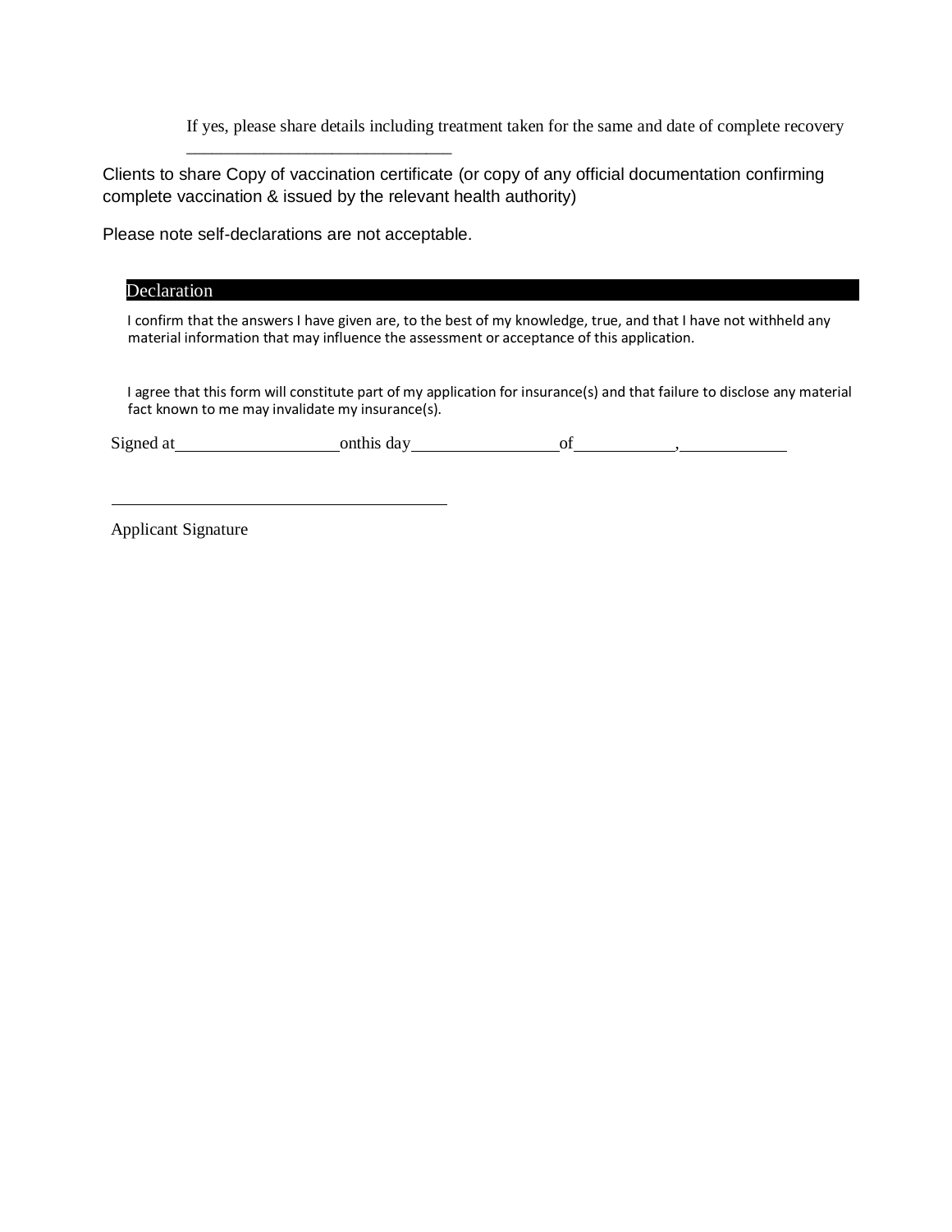If yes, please share details including treatment taken for the same and date of complete recovery

______________________________

Clients to share Copy of vaccination certificate (or copy of any official documentation confirming complete vaccination & issued by the relevant health authority)

Please note self-declarations are not acceptable.

## Declaration

I confirm that the answers I have given are, to the best of my knowledge, true, and that I have not withheld any material information that may influence the assessment or acceptance of this application.

I agree that this form will constitute part of my application for insurance(s) and that failure to disclose any material fact known to me may invalidate my insurance(s).

Signed at ____________________ onthis day __________________ of ____________, _____________

__________________________________________

Applicant Signature